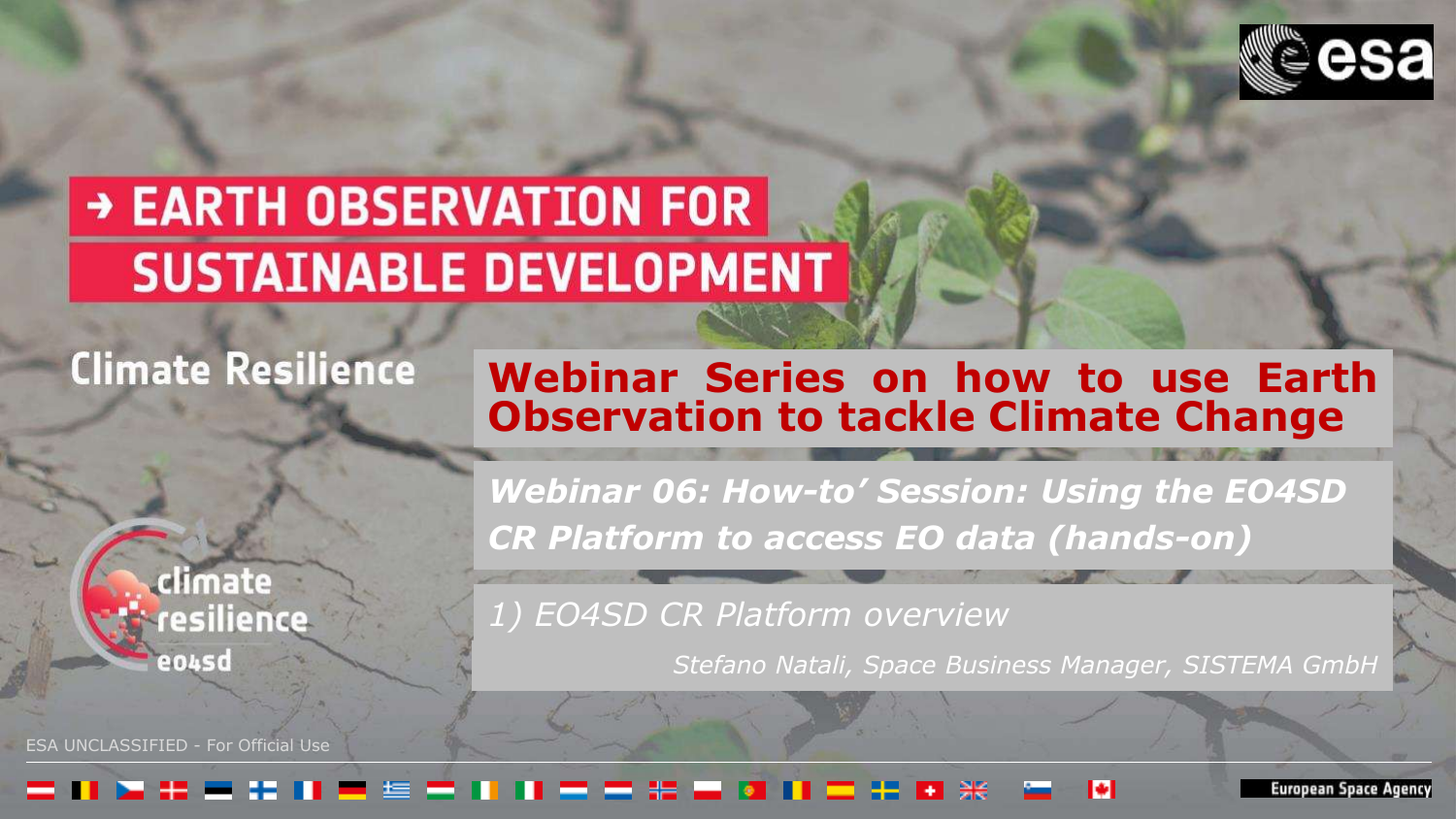# → EARTH OBSERVATION FOR SUSTAINABLE DEVELOPMENT

## Climate Resilience

## Webinar Series on how to use Earth Observation to tackle Climate Change

***Webinar 06: How-to’ Session: Using the EO4SD CR Platform to access EO data (hands-on)***

*1) EO4SD CR Platform overview*

*Stefano Natali, Space Business Manager, SISTEMA GmbH*

climate resilience eo4sd

ESA UNCLASSIFIED - For Official Use

European Space Agency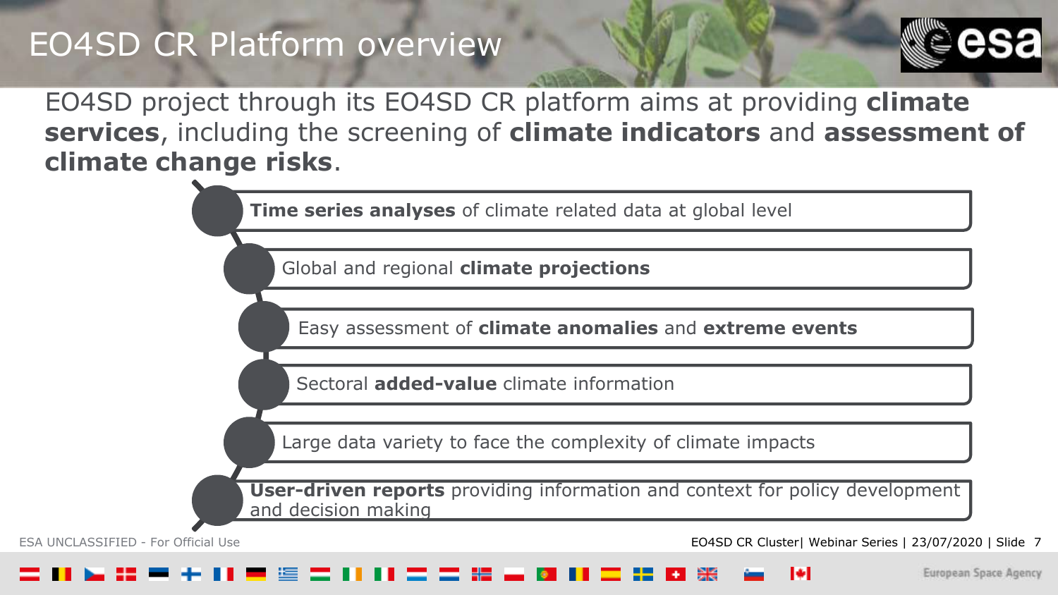# EO4SD CR Platform overview

EO4SD project through its EO4SD CR platform aims at providing **climate services**, including the screening of **climate indicators** and **assessment of climate change risks**.

- **Time series analyses** of climate related data at global level
- Global and regional **climate projections**
- Easy assessment of **climate anomalies** and **extreme events**
- Sectoral **added-value** climate information
- Large data variety to face the complexity of climate impacts
- **User-driven reports** providing information and context for policy development and decision making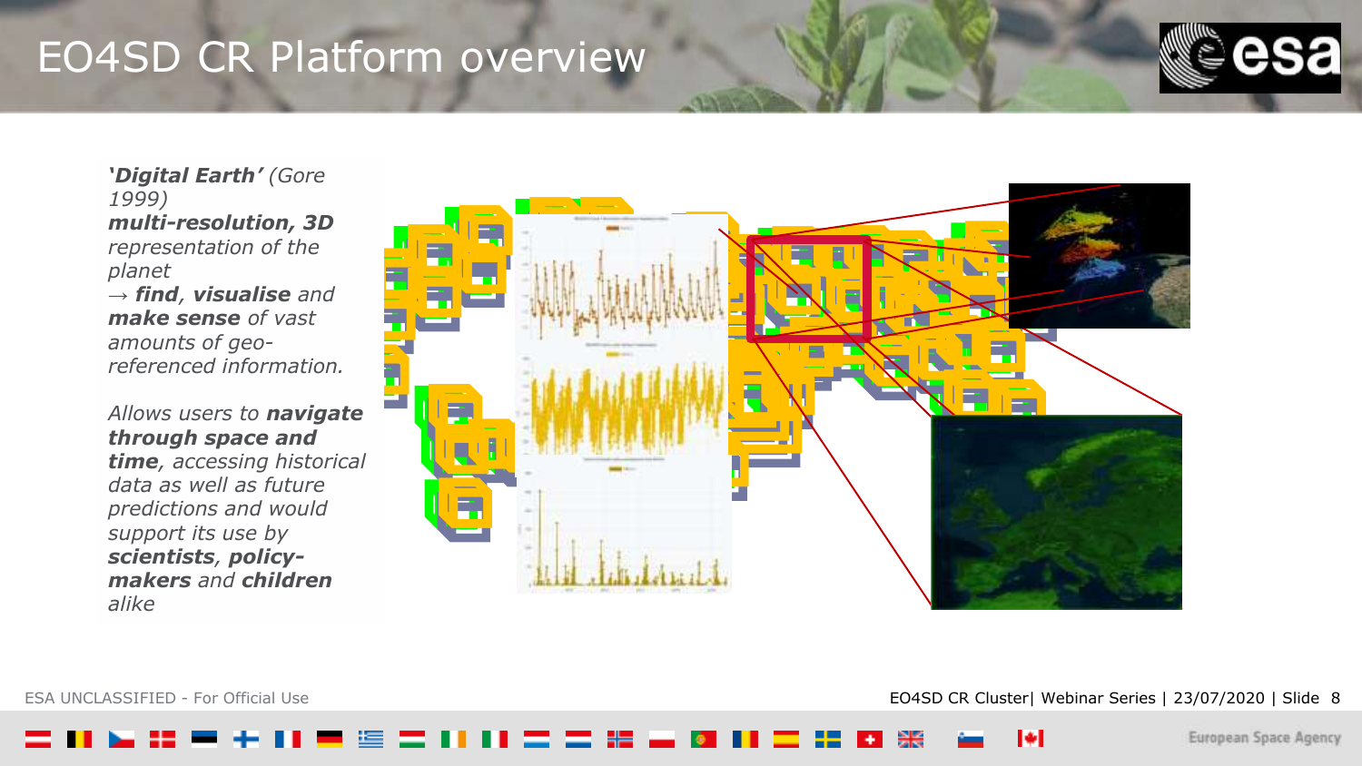# EO4SD CR Platform overview

***'Digital Earth'*** *(Gore 1999)* ***multi-resolution, 3D*** *representation of the planet* *→* ***find****,* ***visualise*** *and* ***make sense*** *of vast amounts of geo-referenced information.*

*Allows users to* ***navigate through space and time****, accessing historical data as well as future predictions and would support its use by* ***scientists****,* ***policy-makers*** *and* ***children*** *alike*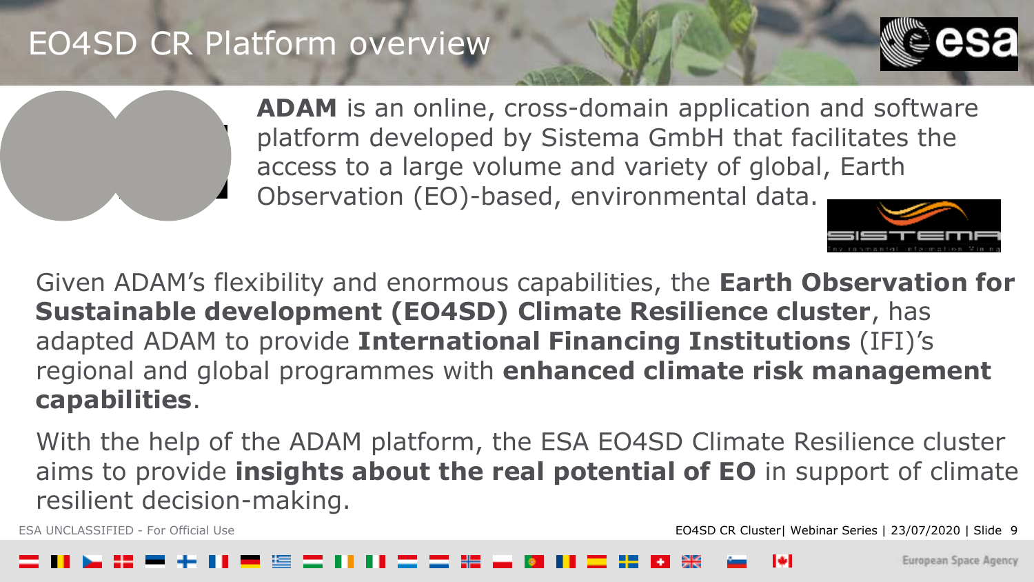# EO4SD CR Platform overview

**ADAM** is an online, cross-domain application and software platform developed by Sistema GmbH that facilitates the access to a large volume and variety of global, Earth Observation (EO)-based, environmental data.

Given ADAM's flexibility and enormous capabilities, the **Earth Observation for Sustainable development (EO4SD) Climate Resilience cluster**, has adapted ADAM to provide **International Financing Institutions** (IFI)'s regional and global programmes with **enhanced climate risk management capabilities**.

With the help of the ADAM platform, the ESA EO4SD Climate Resilience cluster aims to provide **insights about the real potential of EO** in support of climate resilient decision-making.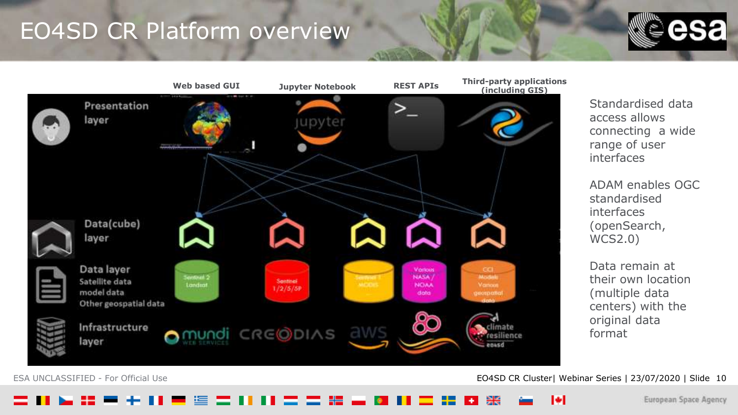# EO4SD CR Platform overview

Web based GUI

Jupyter Notebook

REST APIs

Third-party applications (including GIS)

Presentation layer

Data(cube) layer

Data layer
Satellite data
model data
Other geospatial data

Infrastructure layer

Sentinel 2 Landsat

Sentinel 1/2/5/5P

Sentinel 1 MODIS

Various NASA / NOAA data

CCI Models Various geospatial data

mundi WEB SERVICES

CREODIAS

aws

climate resilience eo4sd

Standardised data access allows connecting a wide range of user interfaces

ADAM enables OGC standardised interfaces (openSearch, WCS2.0)

Data remain at their own location (multiple data centers) with the original data format

ESA UNCLASSIFIED - For Official Use

EO4SD CR Cluster| Webinar Series | 23/07/2020 | Slide 10